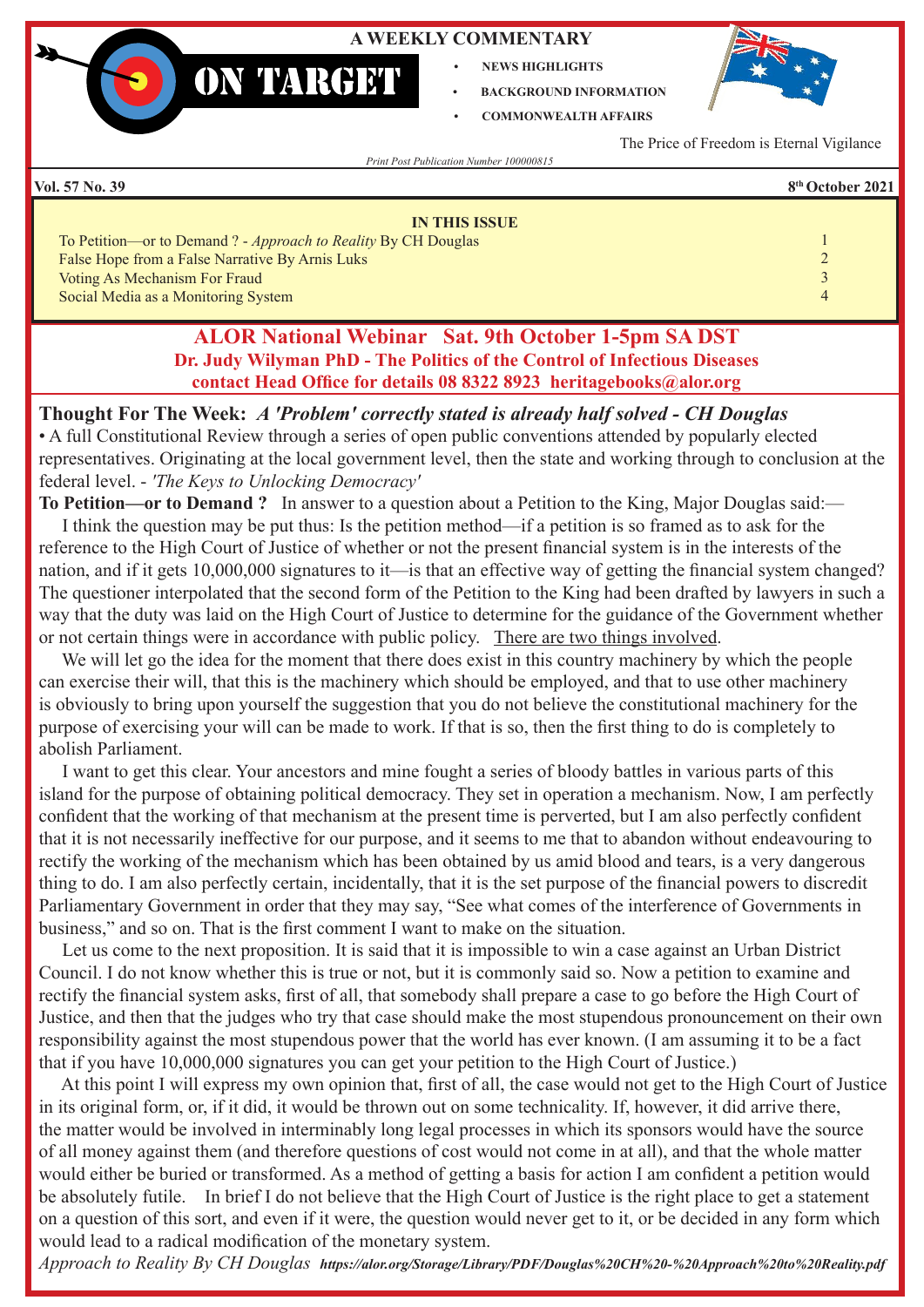# ON TARGET

**A WEEKLY COMMENTARY**

- NEWS HIGHLIGHTS
- BACKGROUND INFORMATION
- COMMONWEALTH AFFAIRS

The Price of Freedom is Eternal Vigilance

*Print Post Publication Number 100000815*

**Vol. 57 No. 39** **8th October 2021**

**IN THIS ISSUE**

| | |
|---|---|
| To Petition—or to Demand ? - *Approach to Reality* By CH Douglas | 1 |
| False Hope from a False Narrative By Arnis Luks | 2 |
| Voting As Mechanism For Fraud | 3 |
| Social Media as a Monitoring System | 4 |

## ALOR National Webinar Sat. 9th October 1-5pm SA DST

**Dr. Judy Wilyman PhD - The Politics of the Control of Infectious Diseases**

**contact Head Office for details 08 8322 8923 heritagebooks@alor.org**

**Thought For The Week:** ***A 'Problem' correctly stated is already half solved - CH Douglas***

• A full Constitutional Review through a series of open public conventions attended by popularly elected representatives. Originating at the local government level, then the state and working through to conclusion at the federal level. - *'The Keys to Unlocking Democracy'*

**To Petition—or to Demand ?** In answer to a question about a Petition to the King, Major Douglas said:—

I think the question may be put thus: Is the petition method—if a petition is so framed as to ask for the reference to the High Court of Justice of whether or not the present financial system is in the interests of the nation, and if it gets 10,000,000 signatures to it—is that an effective way of getting the financial system changed? The questioner interpolated that the second form of the Petition to the King had been drafted by lawyers in such a way that the duty was laid on the High Court of Justice to determine for the guidance of the Government whether or not certain things were in accordance with public policy. There are two things involved.

We will let go the idea for the moment that there does exist in this country machinery by which the people can exercise their will, that this is the machinery which should be employed, and that to use other machinery is obviously to bring upon yourself the suggestion that you do not believe the constitutional machinery for the purpose of exercising your will can be made to work. If that is so, then the first thing to do is completely to abolish Parliament.

I want to get this clear. Your ancestors and mine fought a series of bloody battles in various parts of this island for the purpose of obtaining political democracy. They set in operation a mechanism. Now, I am perfectly confident that the working of that mechanism at the present time is perverted, but I am also perfectly confident that it is not necessarily ineffective for our purpose, and it seems to me that to abandon without endeavouring to rectify the working of the mechanism which has been obtained by us amid blood and tears, is a very dangerous thing to do. I am also perfectly certain, incidentally, that it is the set purpose of the financial powers to discredit Parliamentary Government in order that they may say, "See what comes of the interference of Governments in business," and so on. That is the first comment I want to make on the situation.

Let us come to the next proposition. It is said that it is impossible to win a case against an Urban District Council. I do not know whether this is true or not, but it is commonly said so. Now a petition to examine and rectify the financial system asks, first of all, that somebody shall prepare a case to go before the High Court of Justice, and then that the judges who try that case should make the most stupendous pronouncement on their own responsibility against the most stupendous power that the world has ever known. (I am assuming it to be a fact that if you have 10,000,000 signatures you can get your petition to the High Court of Justice.)

At this point I will express my own opinion that, first of all, the case would not get to the High Court of Justice in its original form, or, if it did, it would be thrown out on some technicality. If, however, it did arrive there, the matter would be involved in interminably long legal processes in which its sponsors would have the source of all money against them (and therefore questions of cost would not come in at all), and that the whole matter would either be buried or transformed. As a method of getting a basis for action I am confident a petition would be absolutely futile. In brief I do not believe that the High Court of Justice is the right place to get a statement on a question of this sort, and even if it were, the question would never get to it, or be decided in any form which would lead to a radical modification of the monetary system.

*Approach to Reality By CH Douglas* ***https://alor.org/Storage/Library/PDF/Douglas%20CH%20-%20Approach%20to%20Reality.pdf***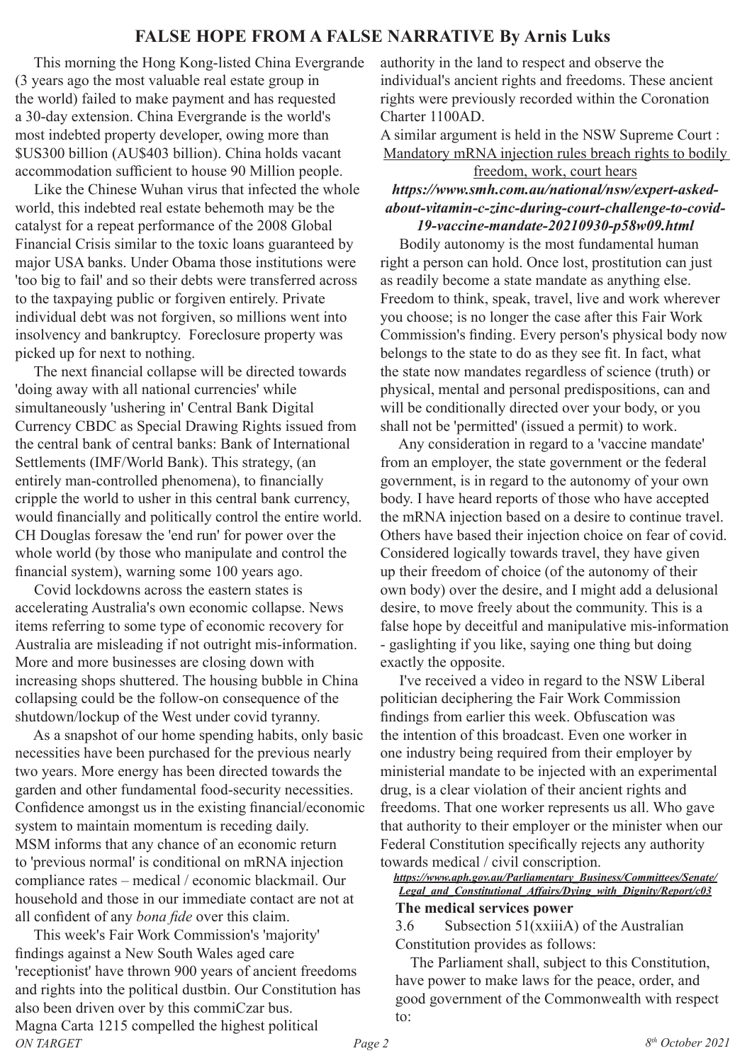## FALSE HOPE FROM A FALSE NARRATIVE By Arnis Luks

This morning the Hong Kong-listed China Evergrande (3 years ago the most valuable real estate group in the world) failed to make payment and has requested a 30-day extension. China Evergrande is the world's most indebted property developer, owing more than $US300 billion (AU$403 billion). China holds vacant accommodation sufficient to house 90 Million people.

Like the Chinese Wuhan virus that infected the whole world, this indebted real estate behemoth may be the catalyst for a repeat performance of the 2008 Global Financial Crisis similar to the toxic loans guaranteed by major USA banks. Under Obama those institutions were 'too big to fail' and so their debts were transferred across to the taxpaying public or forgiven entirely. Private individual debt was not forgiven, so millions went into insolvency and bankruptcy. Foreclosure property was picked up for next to nothing.

The next financial collapse will be directed towards 'doing away with all national currencies' while simultaneously 'ushering in' Central Bank Digital Currency CBDC as Special Drawing Rights issued from the central bank of central banks: Bank of International Settlements (IMF/World Bank). This strategy, (an entirely man-controlled phenomena), to financially cripple the world to usher in this central bank currency, would financially and politically control the entire world. CH Douglas foresaw the 'end run' for power over the whole world (by those who manipulate and control the financial system), warning some 100 years ago.

Covid lockdowns across the eastern states is accelerating Australia's own economic collapse. News items referring to some type of economic recovery for Australia are misleading if not outright mis-information. More and more businesses are closing down with increasing shops shuttered. The housing bubble in China collapsing could be the follow-on consequence of the shutdown/lockup of the West under covid tyranny.

As a snapshot of our home spending habits, only basic necessities have been purchased for the previous nearly two years. More energy has been directed towards the garden and other fundamental food-security necessities. Confidence amongst us in the existing financial/economic system to maintain momentum is receding daily. MSM informs that any chance of an economic return to 'previous normal' is conditional on mRNA injection compliance rates – medical / economic blackmail. Our household and those in our immediate contact are not at all confident of any *bona fide* over this claim.

This week's Fair Work Commission's 'majority' findings against a New South Wales aged care 'receptionist' have thrown 900 years of ancient freedoms and rights into the political dustbin. Our Constitution has also been driven over by this commiCzar bus. Magna Carta 1215 compelled the highest political authority in the land to respect and observe the individual's ancient rights and freedoms. These ancient rights were previously recorded within the Coronation Charter 1100AD.

A similar argument is held in the NSW Supreme Court : Mandatory mRNA injection rules breach rights to bodily freedom, work, court hears

***https://www.smh.com.au/national/nsw/expert-asked-about-vitamin-c-zinc-during-court-challenge-to-covid-19-vaccine-mandate-20210930-p58w09.html***

Bodily autonomy is the most fundamental human right a person can hold. Once lost, prostitution can just as readily become a state mandate as anything else. Freedom to think, speak, travel, live and work wherever you choose; is no longer the case after this Fair Work Commission's finding. Every person's physical body now belongs to the state to do as they see fit. In fact, what the state now mandates regardless of science (truth) or physical, mental and personal predispositions, can and will be conditionally directed over your body, or you shall not be 'permitted' (issued a permit) to work.

Any consideration in regard to a 'vaccine mandate' from an employer, the state government or the federal government, is in regard to the autonomy of your own body. I have heard reports of those who have accepted the mRNA injection based on a desire to continue travel. Others have based their injection choice on fear of covid. Considered logically towards travel, they have given up their freedom of choice (of the autonomy of their own body) over the desire, and I might add a delusional desire, to move freely about the community. This is a false hope by deceitful and manipulative mis-information - gaslighting if you like, saying one thing but doing exactly the opposite.

I've received a video in regard to the NSW Liberal politician deciphering the Fair Work Commission findings from earlier this week. Obfuscation was the intention of this broadcast. Even one worker in one industry being required from their employer by ministerial mandate to be injected with an experimental drug, is a clear violation of their ancient rights and freedoms. That one worker represents us all. Who gave that authority to their employer or the minister when our Federal Constitution specifically rejects any authority towards medical / civil conscription.

***https://www.aph.gov.au/Parliamentary_Business/Committees/Senate/Legal_and_Constitutional_Affairs/Dying_with_Dignity/Report/c03***

**The medical services power**

3.6 Subsection 51(xxiiiA) of the Australian Constitution provides as follows:

The Parliament shall, subject to this Constitution, have power to make laws for the peace, order, and good government of the Commonwealth with respect to: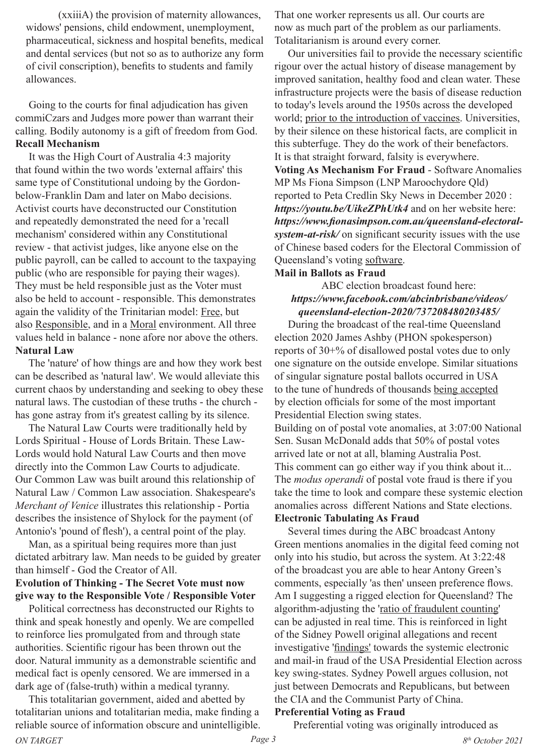(xxiiiA) the provision of maternity allowances, widows' pensions, child endowment, unemployment, pharmaceutical, sickness and hospital benefits, medical and dental services (but not so as to authorize any form of civil conscription), benefits to students and family allowances.

Going to the courts for final adjudication has given commiCzars and Judges more power than warrant their calling. Bodily autonomy is a gift of freedom from God.

**Recall Mechanism**

It was the High Court of Australia 4:3 majority that found within the two words 'external affairs' this same type of Constitutional undoing by the Gordon-below-Franklin Dam and later on Mabo decisions. Activist courts have deconstructed our Constitution and repeatedly demonstrated the need for a 'recall mechanism' considered within any Constitutional review - that activist judges, like anyone else on the public payroll, can be called to account to the taxpaying public (who are responsible for paying their wages). They must be held responsible just as the Voter must also be held to account - responsible. This demonstrates again the validity of the Trinitarian model: Free, but also Responsible, and in a Moral environment. All three values held in balance - none afore nor above the others.

**Natural Law**

The 'nature' of how things are and how they work best can be described as 'natural law'. We would alleviate this current chaos by understanding and seeking to obey these natural laws. The custodian of these truths - the church - has gone astray from it's greatest calling by its silence.

The Natural Law Courts were traditionally held by Lords Spiritual - House of Lords Britain. These Law-Lords would hold Natural Law Courts and then move directly into the Common Law Courts to adjudicate. Our Common Law was built around this relationship of Natural Law / Common Law association. Shakespeare's *Merchant of Venice* illustrates this relationship - Portia describes the insistence of Shylock for the payment (of Antonio's 'pound of flesh'), a central point of the play.

Man, as a spiritual being requires more than just dictated arbitrary law. Man needs to be guided by greater than himself - God the Creator of All.

**Evolution of Thinking - The Secret Vote must now give way to the Responsible Vote / Responsible Voter**

Political correctness has deconstructed our Rights to think and speak honestly and openly. We are compelled to reinforce lies promulgated from and through state authorities. Scientific rigour has been thrown out the door. Natural immunity as a demonstrable scientific and medical fact is openly censored. We are immersed in a dark age of (false-truth) within a medical tyranny.

This totalitarian government, aided and abetted by totalitarian unions and totalitarian media, make finding a reliable source of information obscure and unintelligible. That one worker represents us all. Our courts are now as much part of the problem as our parliaments. Totalitarianism is around every corner.

Our universities fail to provide the necessary scientific rigour over the actual history of disease management by improved sanitation, healthy food and clean water. These infrastructure projects were the basis of disease reduction to today's levels around the 1950s across the developed world; prior to the introduction of vaccines. Universities, by their silence on these historical facts, are complicit in this subterfuge. They do the work of their benefactors. It is that straight forward, falsity is everywhere.

**Voting As Mechanism For Fraud** - Software Anomalies MP Ms Fiona Simpson (LNP Maroochydore Qld) reported to Peta Credlin Sky News in December 2020 : ***https://youtu.be/UikeZPhUtk4*** and on her website here: ***https://www.fionasimpson.com.au/queensland-electoral-system-at-risk/*** on significant security issues with the use of Chinese based coders for the Electoral Commission of Queensland's voting software.

**Mail in Ballots as Fraud**

ABC election broadcast found here:
***https://www.facebook.com/abcinbrisbane/videos/queensland-election-2020/737208480203485/***

During the broadcast of the real-time Queensland election 2020 James Ashby (PHON spokesperson) reports of 30+% of disallowed postal votes due to only one signature on the outside envelope. Similar situations of singular signature postal ballots occurred in USA to the tune of hundreds of thousands being accepted by election officials for some of the most important Presidential Election swing states.

Building on of postal vote anomalies, at 3:07:00 National Sen. Susan McDonald adds that 50% of postal votes arrived late or not at all, blaming Australia Post. This comment can go either way if you think about it... The *modus operandi* of postal vote fraud is there if you take the time to look and compare these systemic election anomalies across different Nations and State elections.

**Electronic Tabulating As Fraud**

Several times during the ABC broadcast Antony Green mentions anomalies in the digital feed coming not only into his studio, but across the system. At 3:22:48 of the broadcast you are able to hear Antony Green's comments, especially 'as then' unseen preference flows. Am I suggesting a rigged election for Queensland? The algorithm-adjusting the 'ratio of fraudulent counting' can be adjusted in real time. This is reinforced in light of the Sidney Powell original allegations and recent investigative 'findings' towards the systemic electronic and mail-in fraud of the USA Presidential Election across key swing-states. Sydney Powell argues collusion, not just between Democrats and Republicans, but between the CIA and the Communist Party of China.

**Preferential Voting as Fraud**

Preferential voting was originally introduced as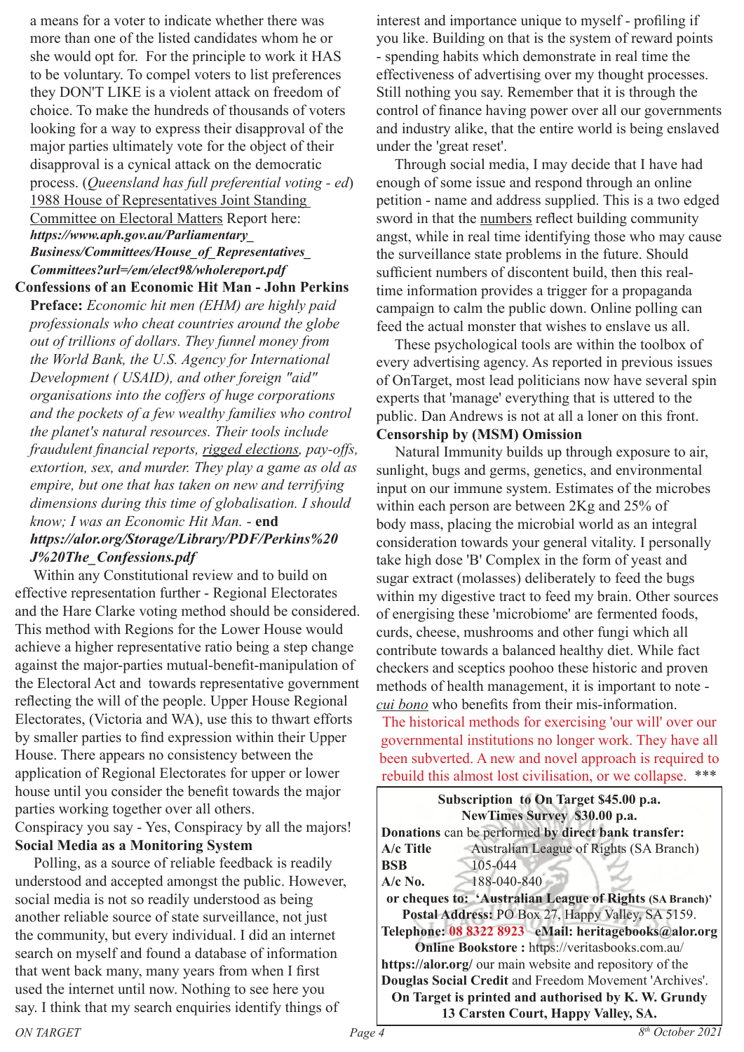a means for a voter to indicate whether there was more than one of the listed candidates whom he or she would opt for. For the principle to work it HAS to be voluntary. To compel voters to list preferences they DON'T LIKE is a violent attack on freedom of choice. To make the hundreds of thousands of voters looking for a way to express their disapproval of the major parties ultimately vote for the object of their disapproval is a cynical attack on the democratic process. (*Queensland has full preferential voting - ed*) 1988 House of Representatives Joint Standing Committee on Electoral Matters Report here: ***https://www.aph.gov.au/Parliamentary_Business/Committees/House_of_Representatives_Committees?url=/em/elect98/wholereport.pdf***

**Confessions of an Economic Hit Man - John Perkins**

**Preface:** *Economic hit men (EHM) are highly paid professionals who cheat countries around the globe out of trillions of dollars. They funnel money from the World Bank, the U.S. Agency for International Development ( USAID), and other foreign "aid" organisations into the coffers of huge corporations and the pockets of a few wealthy families who control the planet's natural resources. Their tools include fraudulent financial reports, rigged elections, pay-offs, extortion, sex, and murder. They play a game as old as empire, but one that has taken on new and terrifying dimensions during this time of globalisation. I should know; I was an Economic Hit Man.* - **end** ***https://alor.org/Storage/Library/PDF/Perkins%20J%20The_Confessions.pdf***

Within any Constitutional review and to build on effective representation further - Regional Electorates and the Hare Clarke voting method should be considered. This method with Regions for the Lower House would achieve a higher representative ratio being a step change against the major-parties mutual-benefit-manipulation of the Electoral Act and towards representative government reflecting the will of the people. Upper House Regional Electorates, (Victoria and WA), use this to thwart efforts by smaller parties to find expression within their Upper House. There appears no consistency between the application of Regional Electorates for upper or lower house until you consider the benefit towards the major parties working together over all others.

Conspiracy you say - Yes, Conspiracy by all the majors!

**Social Media as a Monitoring System**

Polling, as a source of reliable feedback is readily understood and accepted amongst the public. However, social media is not so readily understood as being another reliable source of state surveillance, not just the community, but every individual. I did an internet search on myself and found a database of information that went back many, many years from when I first used the internet until now. Nothing to see here you say. I think that my search enquiries identify things of interest and importance unique to myself - profiling if you like. Building on that is the system of reward points - spending habits which demonstrate in real time the effectiveness of advertising over my thought processes. Still nothing you say. Remember that it is through the control of finance having power over all our governments and industry alike, that the entire world is being enslaved under the 'great reset'.

Through social media, I may decide that I have had enough of some issue and respond through an online petition - name and address supplied. This is a two edged sword in that the numbers reflect building community angst, while in real time identifying those who may cause the surveillance state problems in the future. Should sufficient numbers of discontent build, then this real-time information provides a trigger for a propaganda campaign to calm the public down. Online polling can feed the actual monster that wishes to enslave us all.

These psychological tools are within the toolbox of every advertising agency. As reported in previous issues of OnTarget, most lead politicians now have several spin experts that 'manage' everything that is uttered to the public. Dan Andrews is not at all a loner on this front.

**Censorship by (MSM) Omission**

Natural Immunity builds up through exposure to air, sunlight, bugs and germs, genetics, and environmental input on our immune system. Estimates of the microbes within each person are between 2Kg and 25% of body mass, placing the microbial world as an integral consideration towards your general vitality. I personally take high dose 'B' Complex in the form of yeast and sugar extract (molasses) deliberately to feed the bugs within my digestive tract to feed my brain. Other sources of energising these 'microbiome' are fermented foods, curds, cheese, mushrooms and other fungi which all contribute towards a balanced healthy diet. While fact checkers and sceptics poohoo these historic and proven methods of health management, it is important to note - *cui bono* who benefits from their mis-information.

The historical methods for exercising 'our will' over our governmental institutions no longer work. They have all been subverted. A new and novel approach is required to rebuild this almost lost civilisation, or we collapse. ***

**Subscription to On Target $45.00 p.a.**
**NewTimes Survey $30.00 p.a.**

**Donations** can be performed **by direct bank transfer:**

**A/c Title** Australian League of Rights (SA Branch)
**BSB** 105-044
**A/c No.** 188-040-840

**or cheques to: 'Australian League of Rights (SA Branch)'**
**Postal Address:** PO Box 27, Happy Valley, SA 5159.
**Telephone: 08 8322 8923 eMail: heritagebooks@alor.org**
**Online Bookstore :** https://veritasbooks.com.au/
**https://alor.org/** our main website and repository of the **Douglas Social Credit** and Freedom Movement 'Archives'.
**On Target is printed and authorised by K. W. Grundy 13 Carsten Court, Happy Valley, SA.**